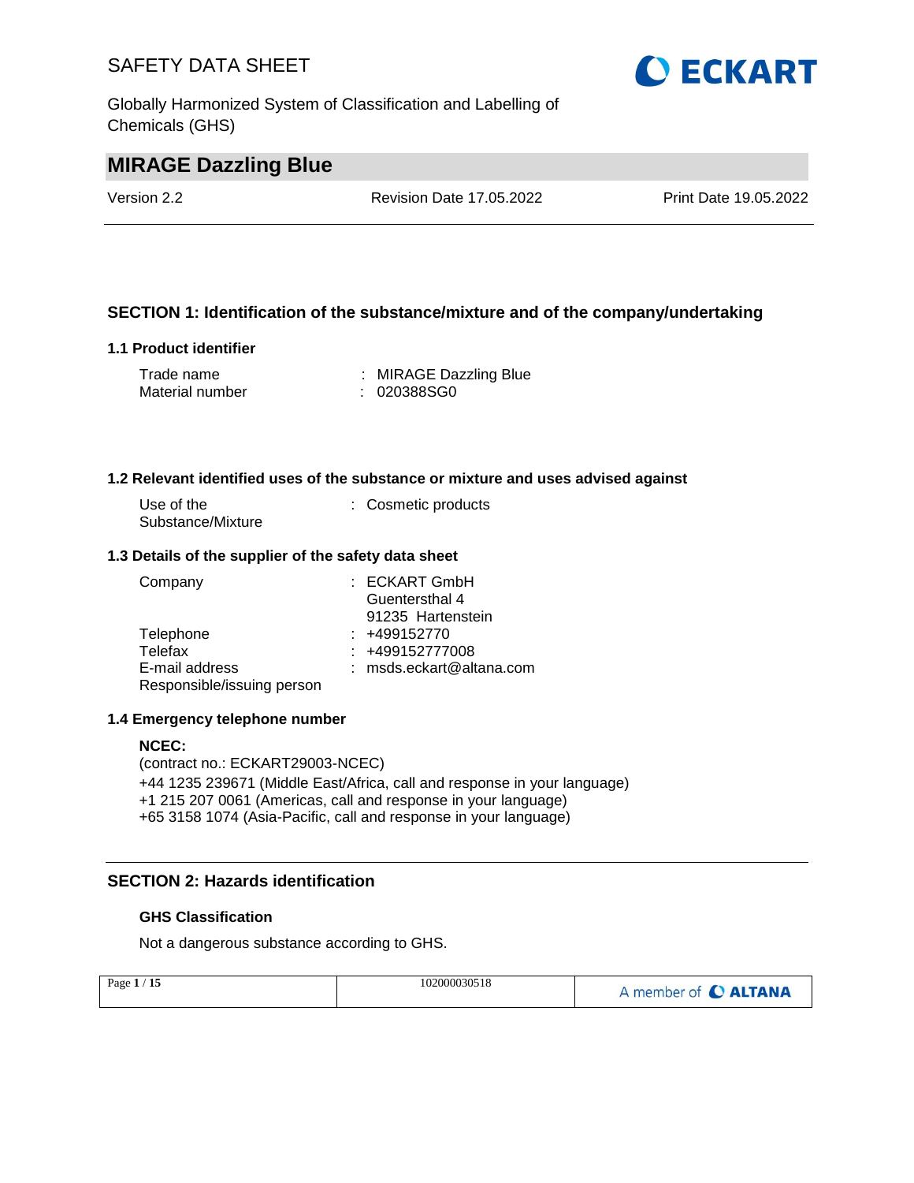# MIRAGE Dazzling Blue

Version 2.2 | Revision Date 17.05.2022 | Print Date 19.05.2022

## SECTION 1: Identification of the substance/mixture and of the company/undertaking

### 1.1 Product identifier

| | |
|---|---|
| Trade name | : MIRAGE Dazzling Blue |
| Material number | : 020388SG0 |

### 1.2 Relevant identified uses of the substance or mixture and uses advised against

| | |
|---|---|
| Use of the Substance/Mixture | : Cosmetic products |

### 1.3 Details of the supplier of the safety data sheet

| | |
|---|---|
| Company | : ECKART GmbH<br>Guentersthal 4<br>91235 Hartenstein |
| Telephone | : +499152770 |
| Telefax | : +499152777008 |
| E-mail address<br>Responsible/issuing person | : msds.eckart@altana.com |

### 1.4 Emergency telephone number

**NCEC:**
(contract no.: ECKART29003-NCEC)
+44 1235 239671 (Middle East/Africa, call and response in your language)
+1 215 207 0061 (Americas, call and response in your language)
+65 3158 1074 (Asia-Pacific, call and response in your language)

## SECTION 2: Hazards identification

### GHS Classification

Not a dangerous substance according to GHS.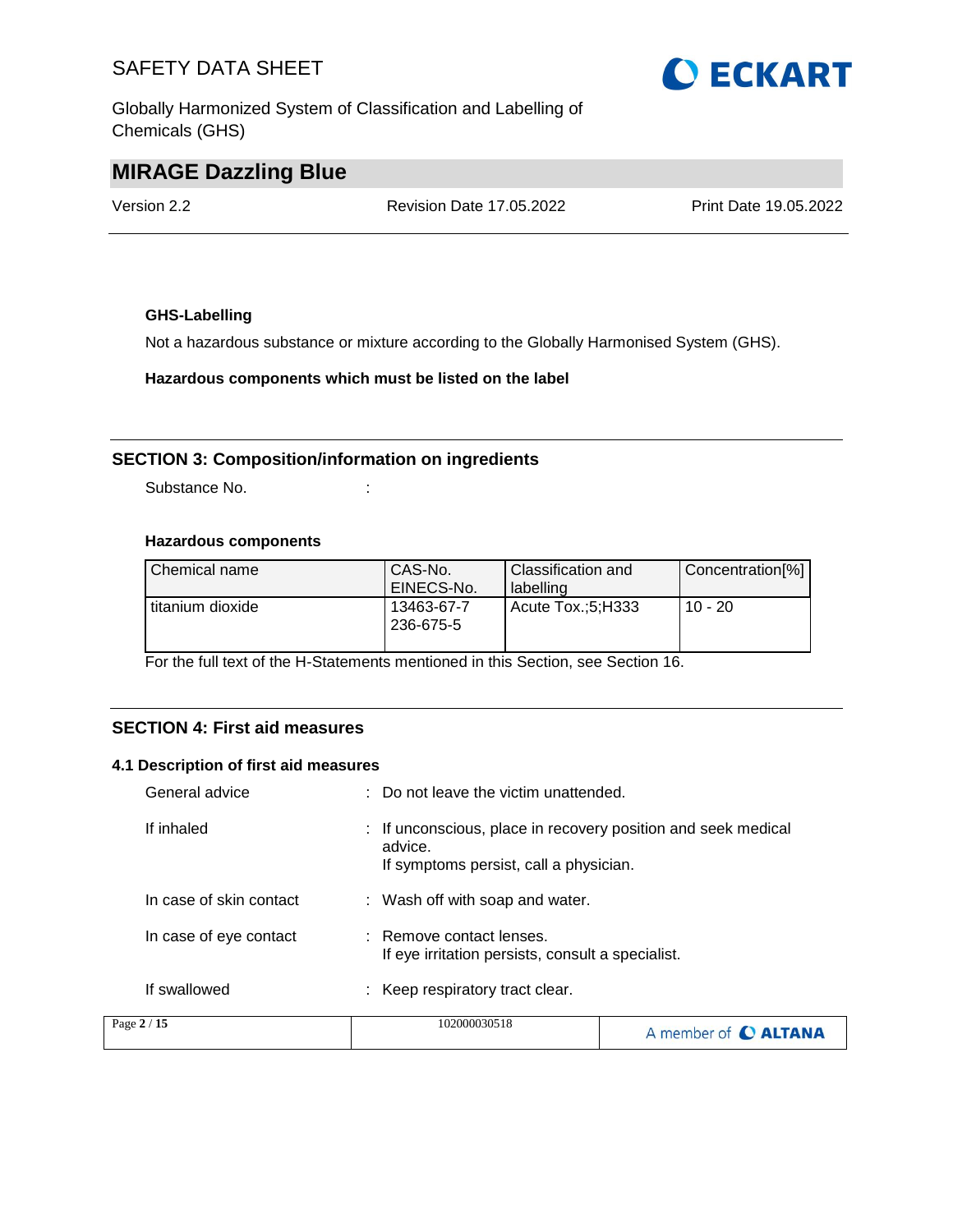**GHS-Labelling**

Not a hazardous substance or mixture according to the Globally Harmonised System (GHS).

**Hazardous components which must be listed on the label**

## SECTION 3: Composition/information on ingredients

Substance No. :

**Hazardous components**

| Chemical name | CAS-No. EINECS-No. | Classification and labelling | Concentration[%] |
|---|---|---|---|
| titanium dioxide | 13463-67-7 236-675-5 | Acute Tox.;5;H333 | 10 - 20 |

For the full text of the H-Statements mentioned in this Section, see Section 16.

## SECTION 4: First aid measures

### 4.1 Description of first aid measures

General advice : Do not leave the victim unattended.

If inhaled : If unconscious, place in recovery position and seek medical advice.
If symptoms persist, call a physician.

In case of skin contact : Wash off with soap and water.

In case of eye contact : Remove contact lenses.
If eye irritation persists, consult a specialist.

If swallowed : Keep respiratory tract clear.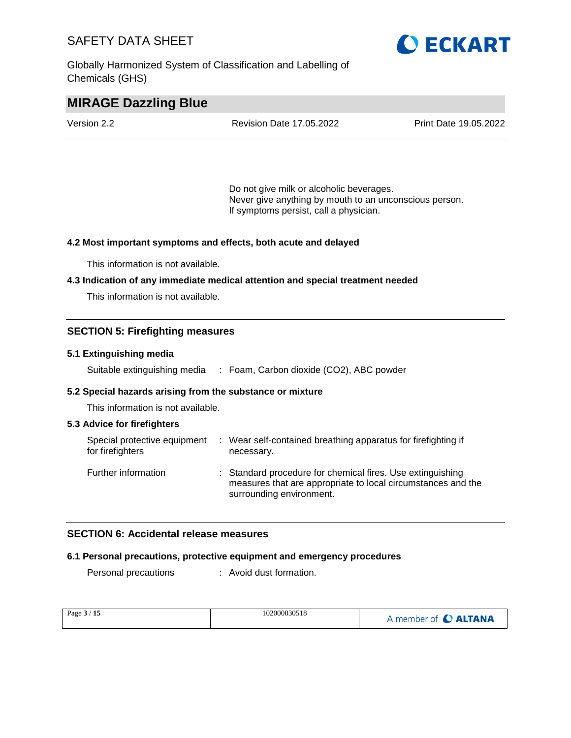Do not give milk or alcoholic beverages.
Never give anything by mouth to an unconscious person.
If symptoms persist, call a physician.

**4.2 Most important symptoms and effects, both acute and delayed**

This information is not available.

**4.3 Indication of any immediate medical attention and special treatment needed**

This information is not available.

## SECTION 5: Firefighting measures

**5.1 Extinguishing media**

Suitable extinguishing media : Foam, Carbon dioxide (CO2), ABC powder

**5.2 Special hazards arising from the substance or mixture**

This information is not available.

**5.3 Advice for firefighters**

Special protective equipment for firefighters : Wear self-contained breathing apparatus for firefighting if necessary.

Further information : Standard procedure for chemical fires. Use extinguishing measures that are appropriate to local circumstances and the surrounding environment.

## SECTION 6: Accidental release measures

**6.1 Personal precautions, protective equipment and emergency procedures**

Personal precautions : Avoid dust formation.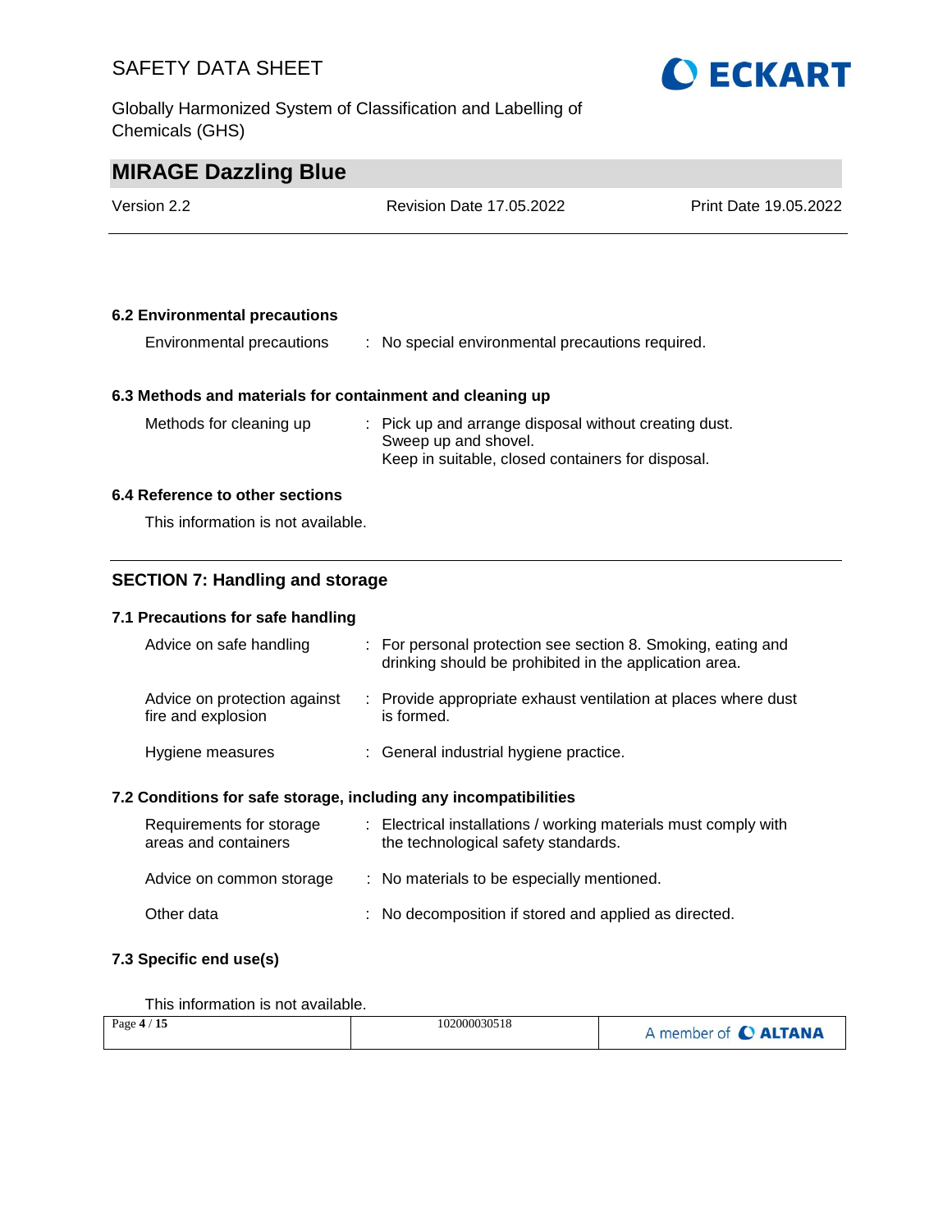### 6.2 Environmental precautions

| | | |
|---|---|---|
| Environmental precautions | : | No special environmental precautions required. |

### 6.3 Methods and materials for containment and cleaning up

| | | |
|---|---|---|
| Methods for cleaning up | : | Pick up and arrange disposal without creating dust.<br>Sweep up and shovel.<br>Keep in suitable, closed containers for disposal. |

### 6.4 Reference to other sections

This information is not available.

## SECTION 7: Handling and storage

### 7.1 Precautions for safe handling

| | | |
|---|---|---|
| Advice on safe handling | : | For personal protection see section 8. Smoking, eating and drinking should be prohibited in the application area. |
| Advice on protection against fire and explosion | : | Provide appropriate exhaust ventilation at places where dust is formed. |
| Hygiene measures | : | General industrial hygiene practice. |

### 7.2 Conditions for safe storage, including any incompatibilities

| | | |
|---|---|---|
| Requirements for storage areas and containers | : | Electrical installations / working materials must comply with the technological safety standards. |
| Advice on common storage | : | No materials to be especially mentioned. |
| Other data | : | No decomposition if stored and applied as directed. |

### 7.3 Specific end use(s)

This information is not available.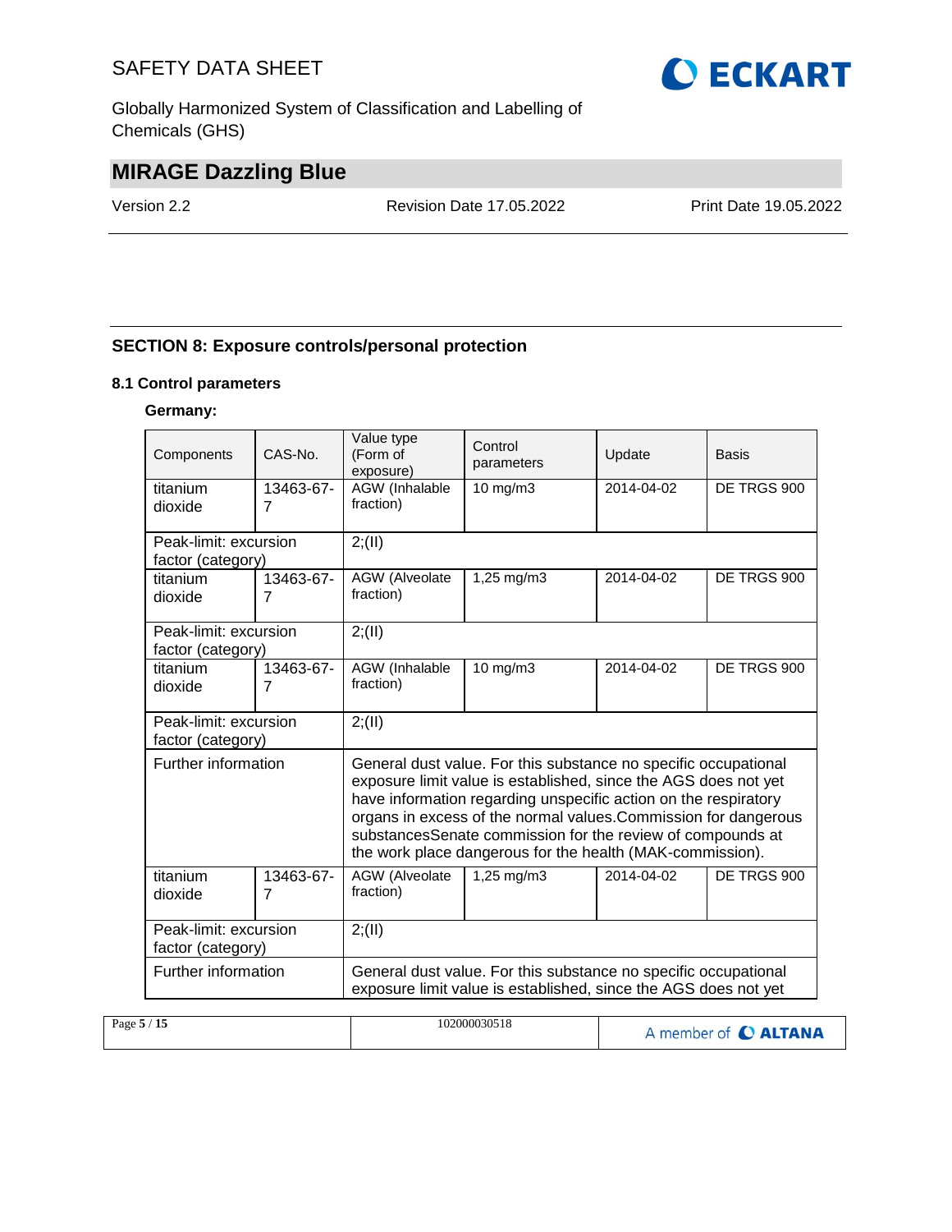## SECTION 8: Exposure controls/personal protection

### 8.1 Control parameters

**Germany:**

| Components | CAS-No. | Value type (Form of exposure) | Control parameters | Update | Basis |
|---|---|---|---|---|---|
| titanium dioxide | 13463-67-7 | AGW (Inhalable fraction) | 10 mg/m3 | 2014-04-02 | DE TRGS 900 |
| Peak-limit: excursion factor (category) | | 2;(II) | | | |
| titanium dioxide | 13463-67-7 | AGW (Alveolate fraction) | 1,25 mg/m3 | 2014-04-02 | DE TRGS 900 |
| Peak-limit: excursion factor (category) | | 2;(II) | | | |
| titanium dioxide | 13463-67-7 | AGW (Inhalable fraction) | 10 mg/m3 | 2014-04-02 | DE TRGS 900 |
| Peak-limit: excursion factor (category) | | 2;(II) | | | |
| Further information | | General dust value. For this substance no specific occupational exposure limit value is established, since the AGS does not yet have information regarding unspecific action on the respiratory organs in excess of the normal values.Commission for dangerous substancesSenate commission for the review of compounds at the work place dangerous for the health (MAK-commission). | | | |
| titanium dioxide | 13463-67-7 | AGW (Alveolate fraction) | 1,25 mg/m3 | 2014-04-02 | DE TRGS 900 |
| Peak-limit: excursion factor (category) | | 2;(II) | | | |
| Further information | | General dust value. For this substance no specific occupational exposure limit value is established, since the AGS does not yet | | | |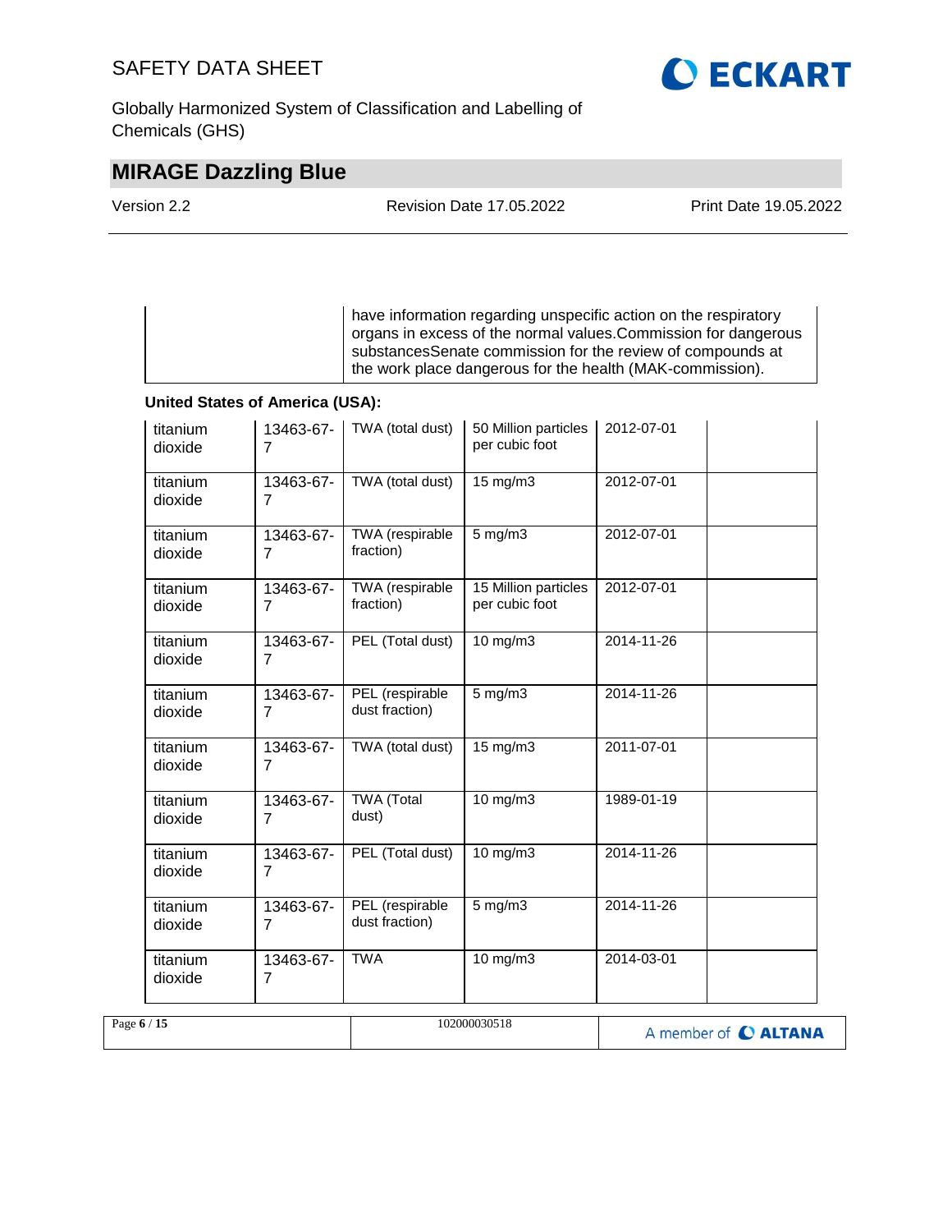| | have information regarding unspecific action on the respiratory organs in excess of the normal values.Commission for dangerous substancesSenate commission for the review of compounds at the work place dangerous for the health (MAK-commission). |
|---|---|

**United States of America (USA):**

| | | | | | |
|---|---|---|---|---|---|
| titanium dioxide | 13463-67-7 | TWA (total dust) | 50 Million particles per cubic foot | 2012-07-01 | |
| titanium dioxide | 13463-67-7 | TWA (total dust) | 15 mg/m3 | 2012-07-01 | |
| titanium dioxide | 13463-67-7 | TWA (respirable fraction) | 5 mg/m3 | 2012-07-01 | |
| titanium dioxide | 13463-67-7 | TWA (respirable fraction) | 15 Million particles per cubic foot | 2012-07-01 | |
| titanium dioxide | 13463-67-7 | PEL (Total dust) | 10 mg/m3 | 2014-11-26 | |
| titanium dioxide | 13463-67-7 | PEL (respirable dust fraction) | 5 mg/m3 | 2014-11-26 | |
| titanium dioxide | 13463-67-7 | TWA (total dust) | 15 mg/m3 | 2011-07-01 | |
| titanium dioxide | 13463-67-7 | TWA (Total dust) | 10 mg/m3 | 1989-01-19 | |
| titanium dioxide | 13463-67-7 | PEL (Total dust) | 10 mg/m3 | 2014-11-26 | |
| titanium dioxide | 13463-67-7 | PEL (respirable dust fraction) | 5 mg/m3 | 2014-11-26 | |
| titanium dioxide | 13463-67-7 | TWA | 10 mg/m3 | 2014-03-01 | |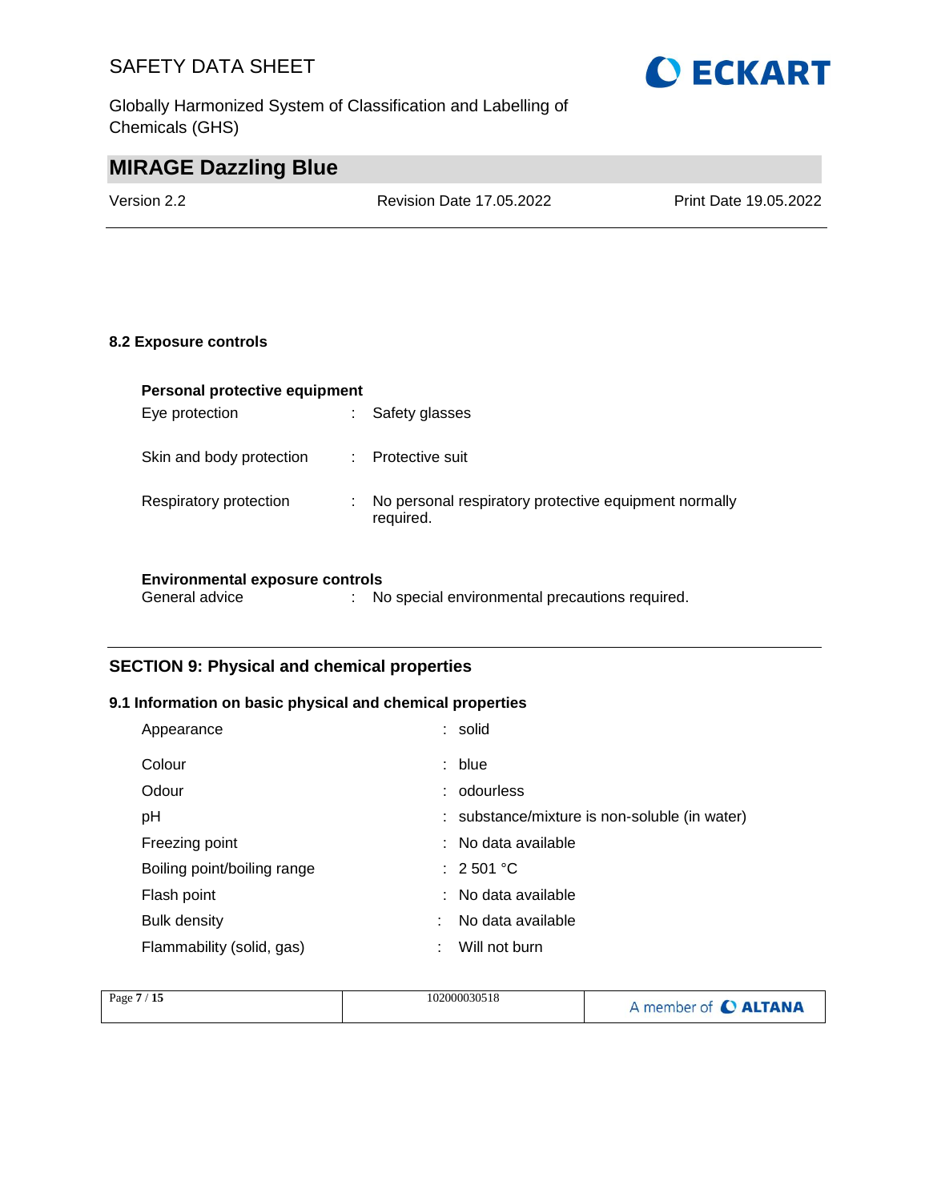### 8.2 Exposure controls

**Personal protective equipment**

| | |
|---|---|
| Eye protection | : Safety glasses |
| Skin and body protection | : Protective suit |
| Respiratory protection | : No personal respiratory protective equipment normally required. |

**Environmental exposure controls**

| | |
|---|---|
| General advice | : No special environmental precautions required. |

## SECTION 9: Physical and chemical properties

### 9.1 Information on basic physical and chemical properties

| | |
|---|---|
| Appearance | : solid |
| Colour | : blue |
| Odour | : odourless |
| pH | : substance/mixture is non-soluble (in water) |
| Freezing point | : No data available |
| Boiling point/boiling range | : 2 501 °C |
| Flash point | : No data available |
| Bulk density | : No data available |
| Flammability (solid, gas) | : Will not burn |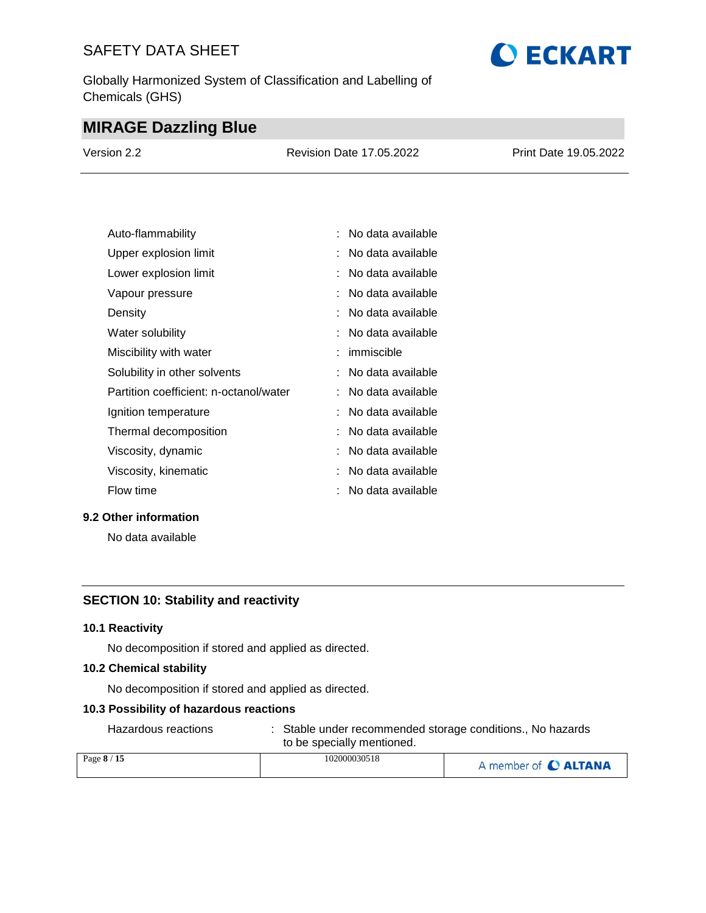| | | |
|---|---|---|
| Auto-flammability | : | No data available |
| Upper explosion limit | : | No data available |
| Lower explosion limit | : | No data available |
| Vapour pressure | : | No data available |
| Density | : | No data available |
| Water solubility | : | No data available |
| Miscibility with water | : | immiscible |
| Solubility in other solvents | : | No data available |
| Partition coefficient: n-octanol/water | : | No data available |
| Ignition temperature | : | No data available |
| Thermal decomposition | : | No data available |
| Viscosity, dynamic | : | No data available |
| Viscosity, kinematic | : | No data available |
| Flow time | : | No data available |

### 9.2 Other information

No data available

## SECTION 10: Stability and reactivity

### 10.1 Reactivity

No decomposition if stored and applied as directed.

### 10.2 Chemical stability

No decomposition if stored and applied as directed.

### 10.3 Possibility of hazardous reactions

Hazardous reactions : Stable under recommended storage conditions., No hazards to be specially mentioned.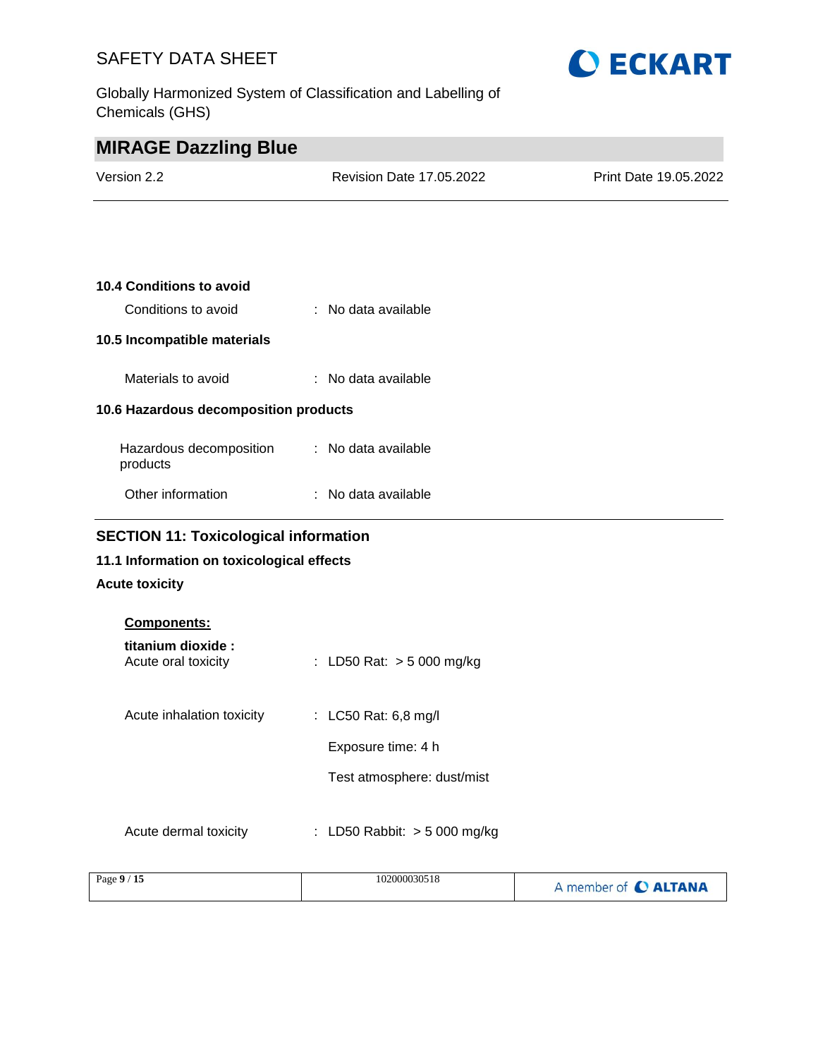### 10.4 Conditions to avoid

Conditions to avoid : No data available

### 10.5 Incompatible materials

Materials to avoid : No data available

### 10.6 Hazardous decomposition products

Hazardous decomposition products : No data available

Other information : No data available

## SECTION 11: Toxicological information

### 11.1 Information on toxicological effects

**Acute toxicity**

**Components:**

**titanium dioxide :**

Acute oral toxicity : LD50 Rat: > 5 000 mg/kg

Acute inhalation toxicity : LC50 Rat: 6,8 mg/l

Exposure time: 4 h

Test atmosphere: dust/mist

Acute dermal toxicity : LD50 Rabbit: > 5 000 mg/kg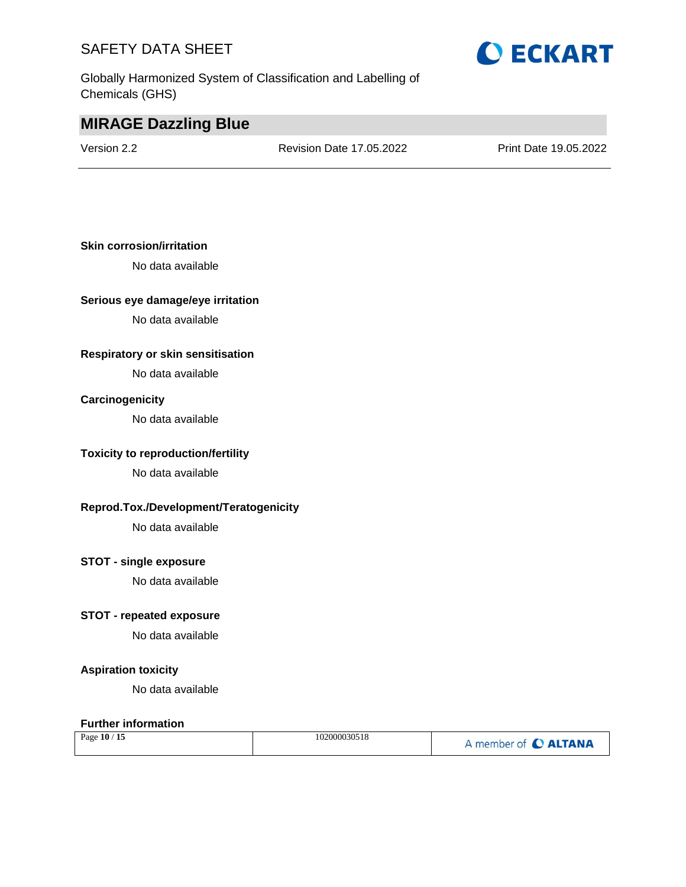**Skin corrosion/irritation**

No data available

**Serious eye damage/eye irritation**

No data available

**Respiratory or skin sensitisation**

No data available

**Carcinogenicity**

No data available

**Toxicity to reproduction/fertility**

No data available

**Reprod.Tox./Development/Teratogenicity**

No data available

**STOT - single exposure**

No data available

**STOT - repeated exposure**

No data available

**Aspiration toxicity**

No data available

**Further information**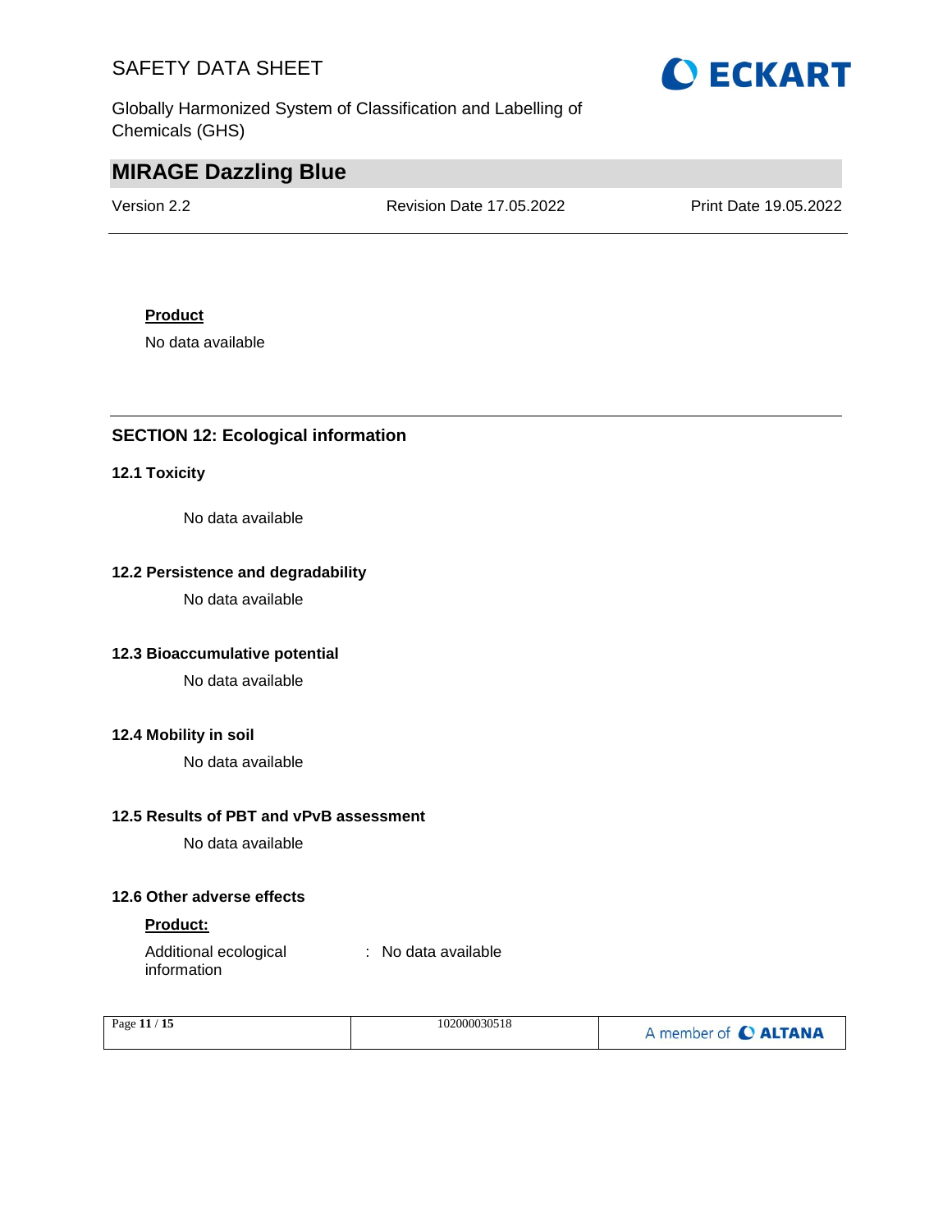**Product**

No data available

## SECTION 12: Ecological information

### 12.1 Toxicity

No data available

### 12.2 Persistence and degradability

No data available

### 12.3 Bioaccumulative potential

No data available

### 12.4 Mobility in soil

No data available

### 12.5 Results of PBT and vPvB assessment

No data available

### 12.6 Other adverse effects

**Product:**

Additional ecological information : No data available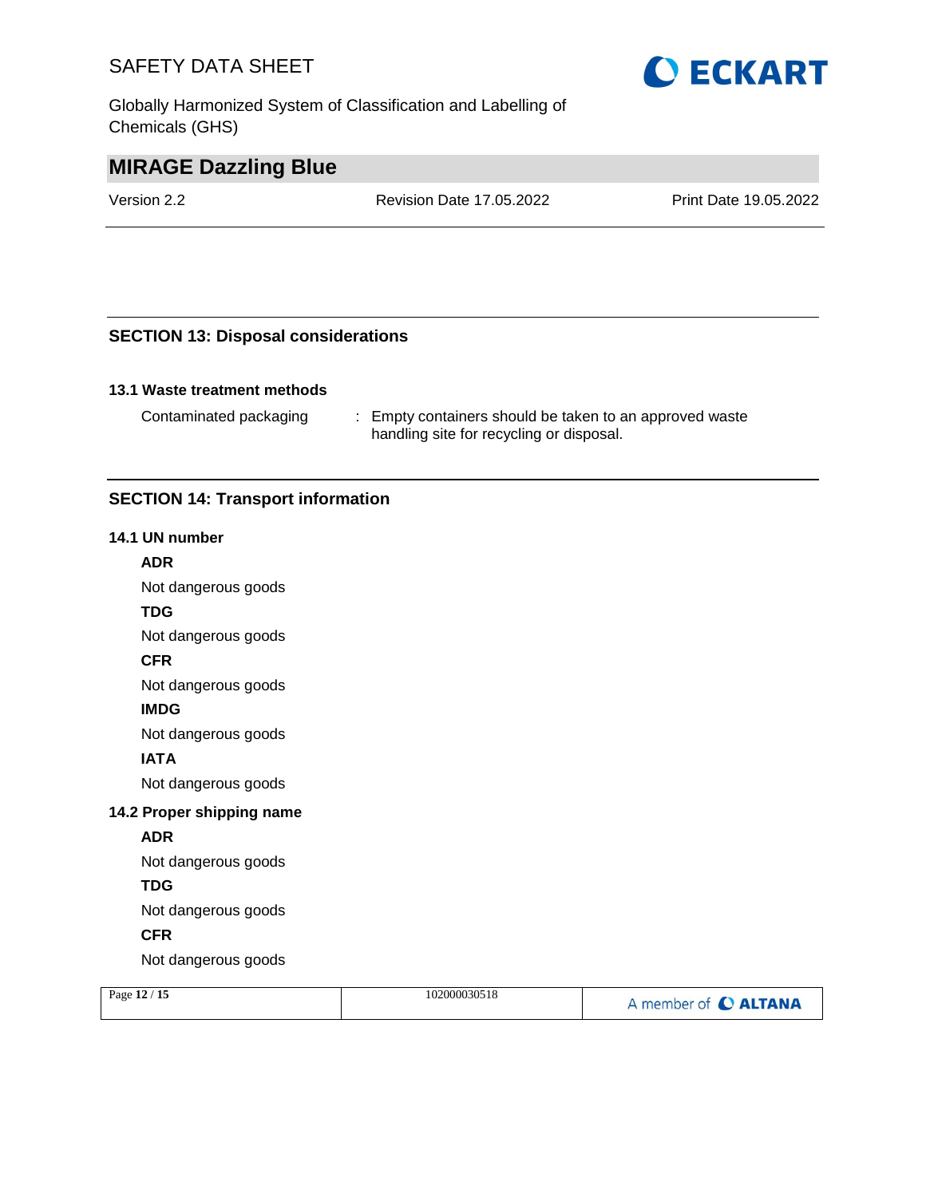## SECTION 13: Disposal considerations

### 13.1 Waste treatment methods

Contaminated packaging : Empty containers should be taken to an approved waste handling site for recycling or disposal.

## SECTION 14: Transport information

### 14.1 UN number

**ADR**

Not dangerous goods

**TDG**

Not dangerous goods

**CFR**

Not dangerous goods

**IMDG**

Not dangerous goods

**IATA**

Not dangerous goods

### 14.2 Proper shipping name

**ADR**

Not dangerous goods

**TDG**

Not dangerous goods

**CFR**

Not dangerous goods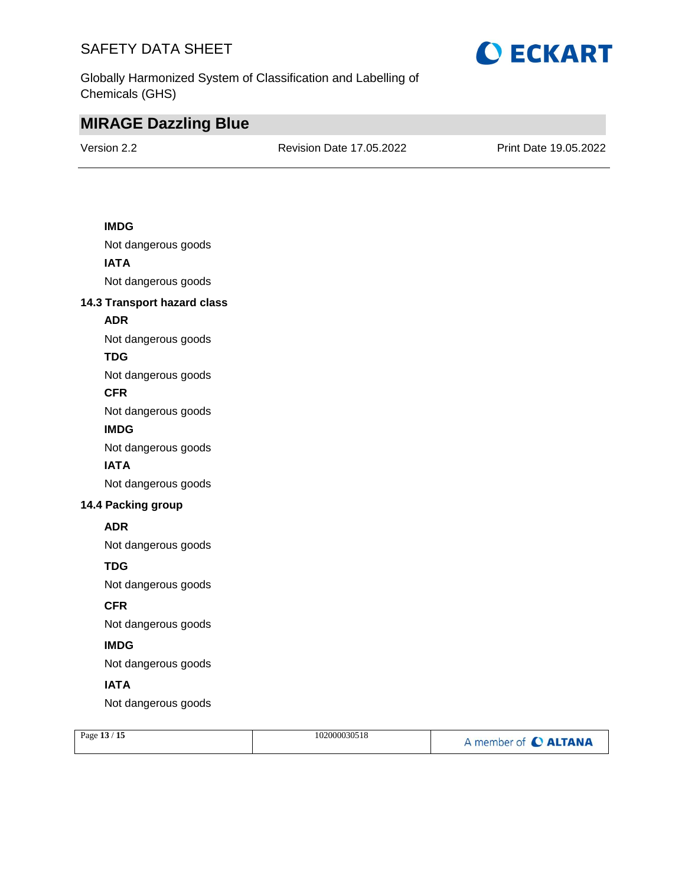**IMDG**

Not dangerous goods

**IATA**

Not dangerous goods

### 14.3 Transport hazard class

**ADR**

Not dangerous goods

**TDG**

Not dangerous goods

**CFR**

Not dangerous goods

**IMDG**

Not dangerous goods

**IATA**

Not dangerous goods

### 14.4 Packing group

**ADR**

Not dangerous goods

**TDG**

Not dangerous goods

**CFR**

Not dangerous goods

**IMDG**

Not dangerous goods

**IATA**

Not dangerous goods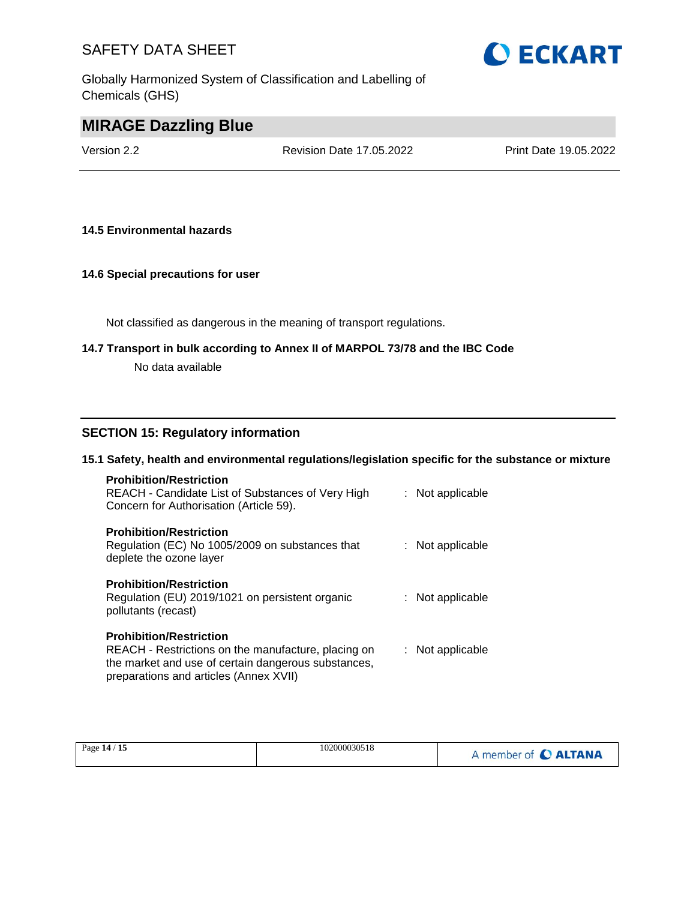**14.5 Environmental hazards**

**14.6 Special precautions for user**

Not classified as dangerous in the meaning of transport regulations.

**14.7 Transport in bulk according to Annex II of MARPOL 73/78 and the IBC Code**

No data available

## SECTION 15: Regulatory information

**15.1 Safety, health and environmental regulations/legislation specific for the substance or mixture**

**Prohibition/Restriction**
REACH - Candidate List of Substances of Very High Concern for Authorisation (Article 59). : Not applicable

**Prohibition/Restriction**
Regulation (EC) No 1005/2009 on substances that deplete the ozone layer : Not applicable

**Prohibition/Restriction**
Regulation (EU) 2019/1021 on persistent organic pollutants (recast) : Not applicable

**Prohibition/Restriction**
REACH - Restrictions on the manufacture, placing on the market and use of certain dangerous substances, preparations and articles (Annex XVII) : Not applicable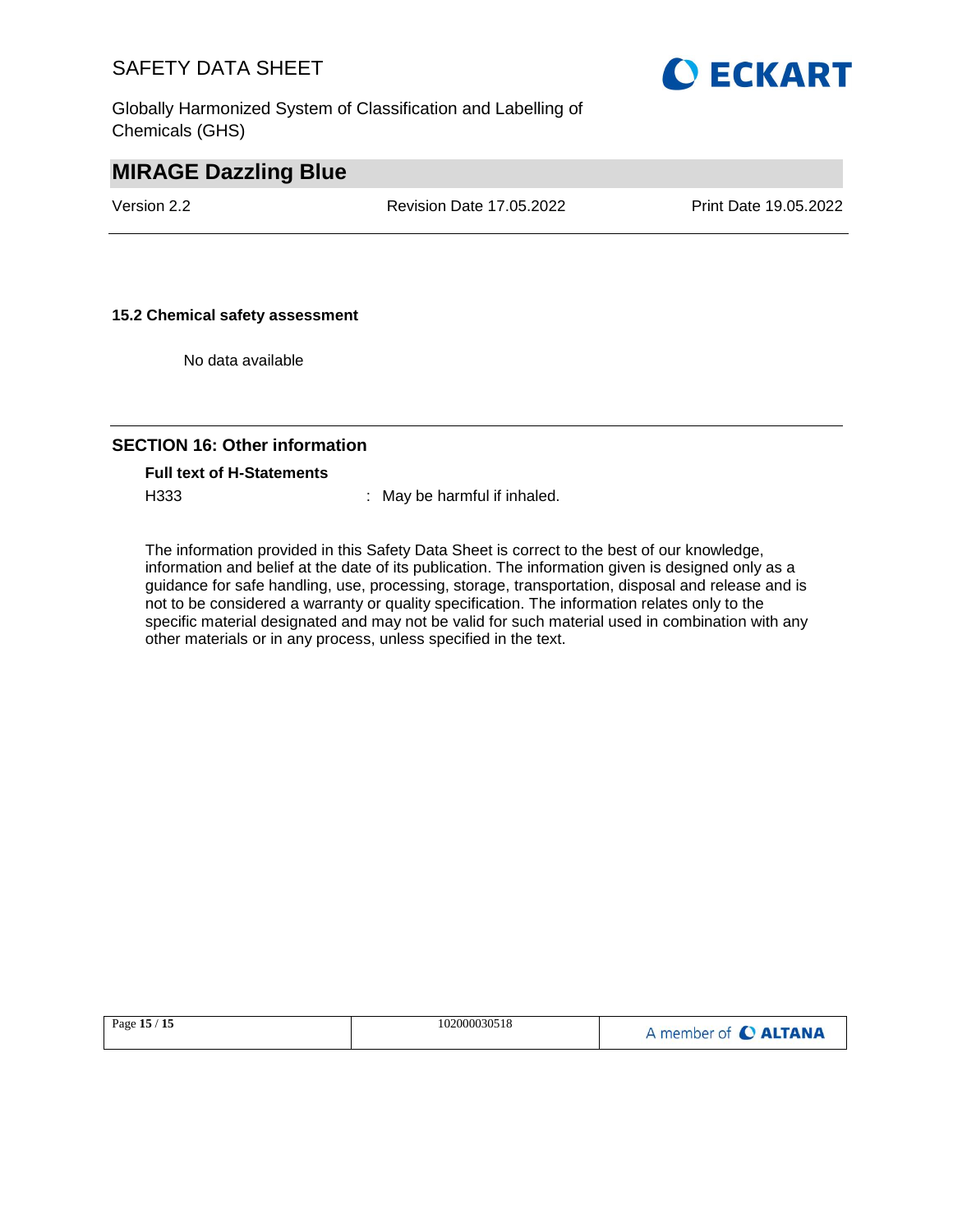### 15.2 Chemical safety assessment

No data available

## SECTION 16: Other information

**Full text of H-Statements**

H333 : May be harmful if inhaled.

The information provided in this Safety Data Sheet is correct to the best of our knowledge, information and belief at the date of its publication. The information given is designed only as a guidance for safe handling, use, processing, storage, transportation, disposal and release and is not to be considered a warranty or quality specification. The information relates only to the specific material designated and may not be valid for such material used in combination with any other materials or in any process, unless specified in the text.